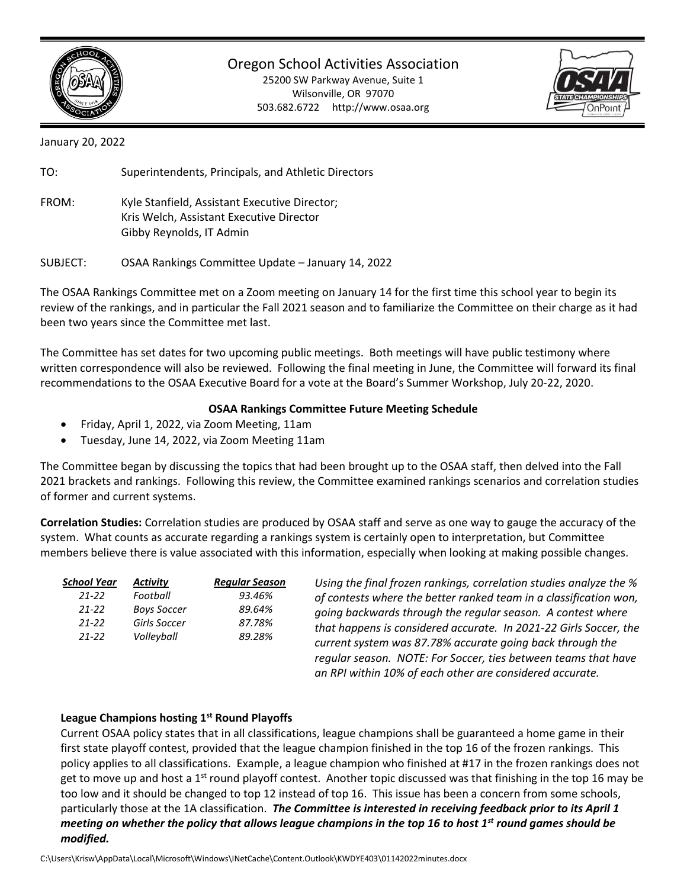# Oregon School Activities Association

25200 SW Parkway Avenue, Suite 1
Wilsonville, OR 97070
503.682.6722 http://www.osaa.org

January 20, 2022

TO: Superintendents, Principals, and Athletic Directors

FROM: Kyle Stanfield, Assistant Executive Director;
Kris Welch, Assistant Executive Director
Gibby Reynolds, IT Admin

SUBJECT: OSAA Rankings Committee Update – January 14, 2022

The OSAA Rankings Committee met on a Zoom meeting on January 14 for the first time this school year to begin its review of the rankings, and in particular the Fall 2021 season and to familiarize the Committee on their charge as it had been two years since the Committee met last.

The Committee has set dates for two upcoming public meetings. Both meetings will have public testimony where written correspondence will also be reviewed. Following the final meeting in June, the Committee will forward its final recommendations to the OSAA Executive Board for a vote at the Board's Summer Workshop, July 20-22, 2020.

**OSAA Rankings Committee Future Meeting Schedule**

- Friday, April 1, 2022, via Zoom Meeting, 11am
- Tuesday, June 14, 2022, via Zoom Meeting 11am

The Committee began by discussing the topics that had been brought up to the OSAA staff, then delved into the Fall 2021 brackets and rankings. Following this review, the Committee examined rankings scenarios and correlation studies of former and current systems.

**Correlation Studies:** Correlation studies are produced by OSAA staff and serve as one way to gauge the accuracy of the system. What counts as accurate regarding a rankings system is certainly open to interpretation, but Committee members believe there is value associated with this information, especially when looking at making possible changes.

| *School Year* | *Activity* | *Regular Season* |
|---|---|---|
| *21-22* | *Football* | *93.46%* |
| *21-22* | *Boys Soccer* | *89.64%* |
| *21-22* | *Girls Soccer* | *87.78%* |
| *21-22* | *Volleyball* | *89.28%* |

*Using the final frozen rankings, correlation studies analyze the % of contests where the better ranked team in a classification won, going backwards through the regular season. A contest where that happens is considered accurate. In 2021-22 Girls Soccer, the current system was 87.78% accurate going back through the regular season. NOTE: For Soccer, ties between teams that have an RPI within 10% of each other are considered accurate.*

**League Champions hosting 1st Round Playoffs**

Current OSAA policy states that in all classifications, league champions shall be guaranteed a home game in their first state playoff contest, provided that the league champion finished in the top 16 of the frozen rankings. This policy applies to all classifications. Example, a league champion who finished at #17 in the frozen rankings does not get to move up and host a 1st round playoff contest. Another topic discussed was that finishing in the top 16 may be too low and it should be changed to top 12 instead of top 16. This issue has been a concern from some schools, particularly those at the 1A classification. ***The Committee is interested in receiving feedback prior to its April 1 meeting on whether the policy that allows league champions in the top 16 to host 1st round games should be modified.***

C:\Users\Krisw\AppData\Local\Microsoft\Windows\INetCache\Content.Outlook\KWDYE403\01142022minutes.docx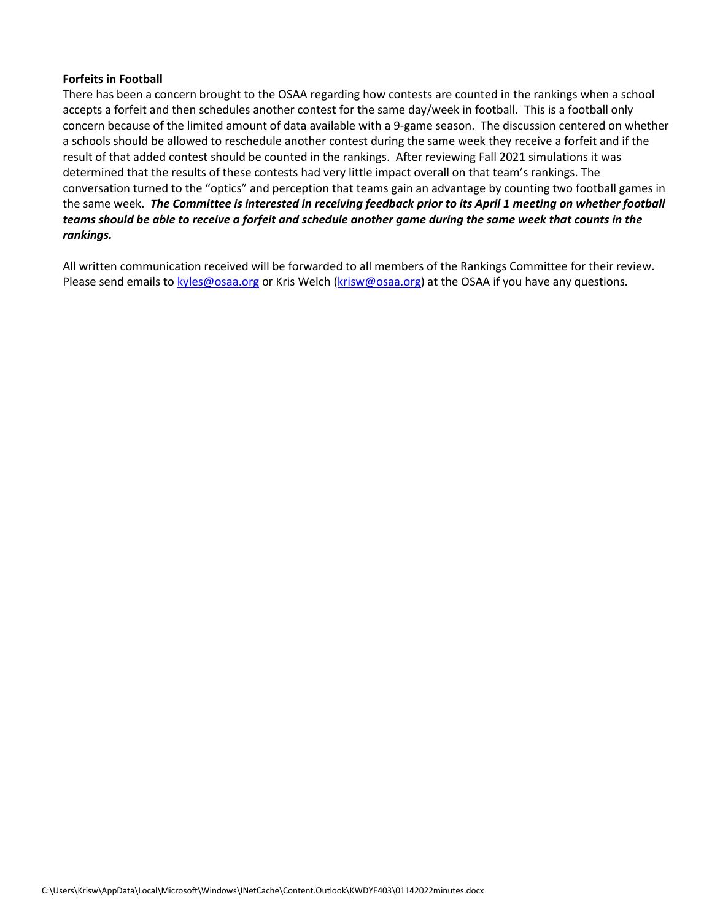**Forfeits in Football**

There has been a concern brought to the OSAA regarding how contests are counted in the rankings when a school accepts a forfeit and then schedules another contest for the same day/week in football. This is a football only concern because of the limited amount of data available with a 9-game season. The discussion centered on whether a schools should be allowed to reschedule another contest during the same week they receive a forfeit and if the result of that added contest should be counted in the rankings. After reviewing Fall 2021 simulations it was determined that the results of these contests had very little impact overall on that team's rankings. The conversation turned to the "optics" and perception that teams gain an advantage by counting two football games in the same week. ***The Committee is interested in receiving feedback prior to its April 1 meeting on whether football teams should be able to receive a forfeit and schedule another game during the same week that counts in the rankings.***

All written communication received will be forwarded to all members of the Rankings Committee for their review. Please send emails to kyles@osaa.org or Kris Welch (krisw@osaa.org) at the OSAA if you have any questions.